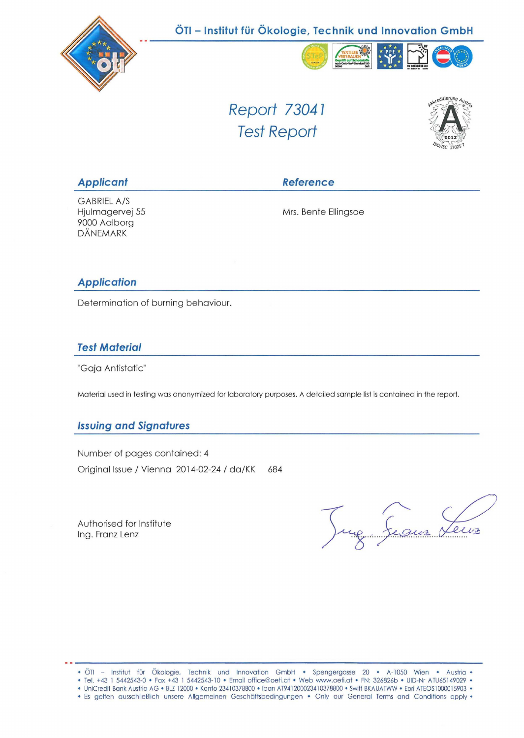ÖTI – Institut für Ökologie, Technik und Innovation GmbH

# Report 73041
## Test Report

| **Applicant** | **Reference** |
|---|---|
| GABRIEL A/S<br>Hjulmagervej 55<br>9000 Aalborg<br>DÄNEMARK | Mrs. Bente Ellingsoe |

## Application

Determination of burning behaviour.

## Test Material

"Gaja Antistatic"

Material used in testing was anonymized for laboratory purposes. A detailed sample list is contained in the report.

## Issuing and Signatures

Number of pages contained: 4

Original Issue / Vienna 2014-02-24 / da/KK 684

Authorised for Institute
Ing. Franz Lenz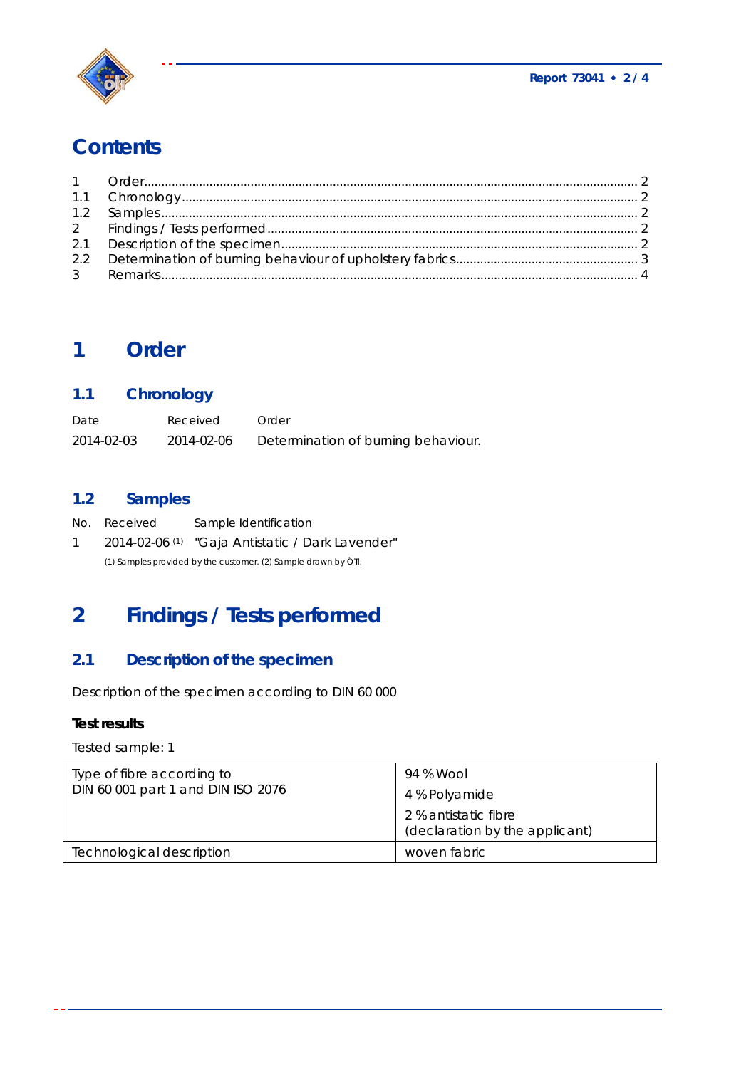# Contents

| | | |
|---|---|---|
| 1 | Order | 2 |
| 1.1 | Chronology | 2 |
| 1.2 | Samples | 2 |
| 2 | Findings / Tests performed | 2 |
| 2.1 | Description of the specimen | 2 |
| 2.2 | Determination of burning behaviour of upholstery fabrics | 3 |
| 3 | Remarks | 4 |

# 1 Order

## 1.1 Chronology

| Date | Received | Order |
|---|---|---|
| 2014-02-03 | 2014-02-06 | Determination of burning behaviour. |

## 1.2 Samples

| No. | Received | Sample Identification |
|---|---|---|
| 1 | 2014-02-06 (1) | "Gaja Antistatic / Dark Lavender" |

(1) Samples provided by the customer. (2) Sample drawn by ÖTI.

# 2 Findings / Tests performed

## 2.1 Description of the specimen

Description of the specimen according to DIN 60 000

**Test results**

Tested sample: 1

| | |
|---|---|
| Type of fibre according to DIN 60 001 part 1 and DIN ISO 2076 | 94 % Wool<br>4 % Polyamide<br>2 % antistatic fibre (declaration by the applicant) |
| Technological description | woven fabric |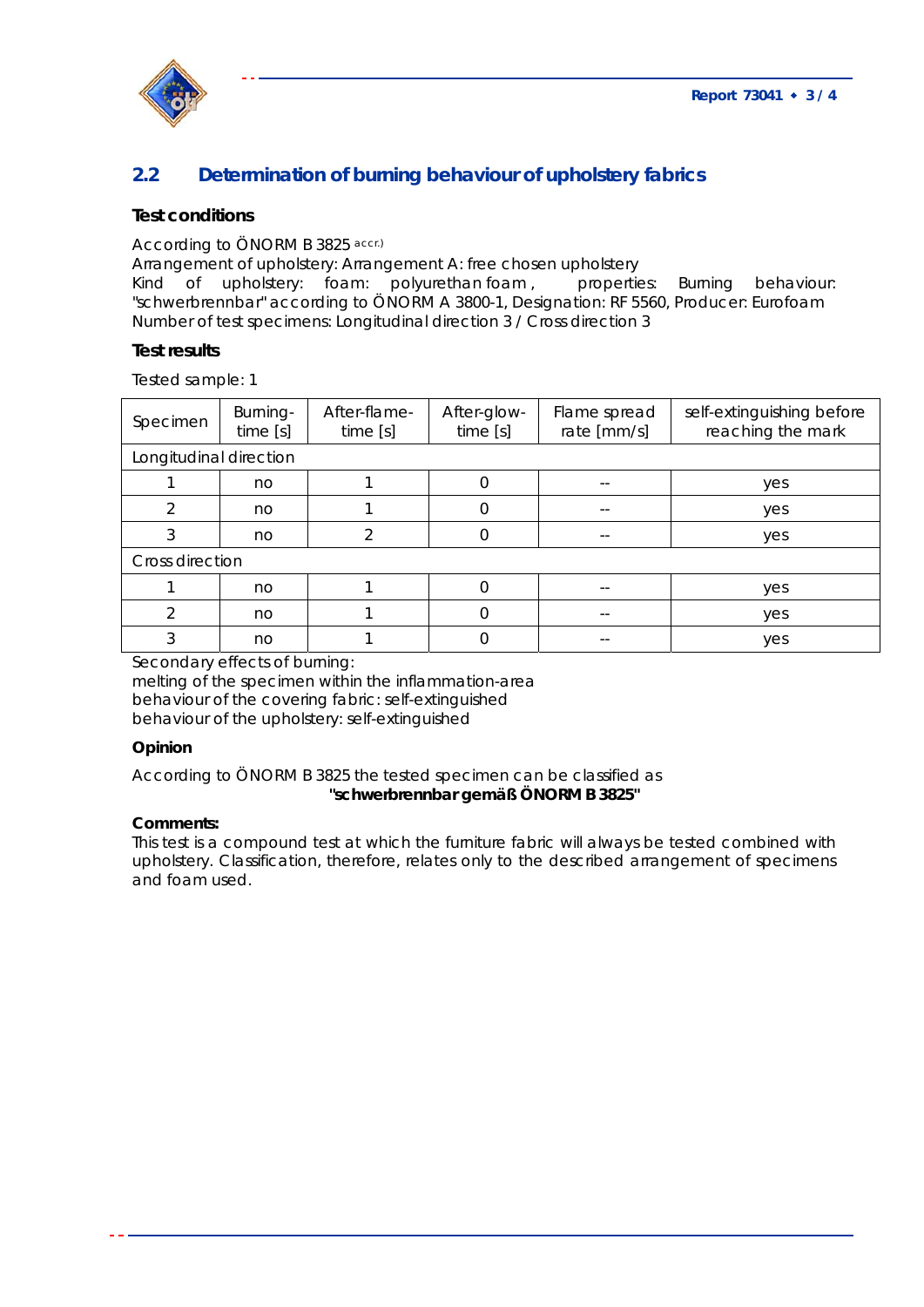## 2.2 Determination of burning behaviour of upholstery fabrics

### Test conditions

According to ÖNORM B 3825 accr.)
Arrangement of upholstery: Arrangement A: free chosen upholstery
Kind of upholstery: foam: polyurethan foam , properties: Burning behaviour: "schwerbrennbar" according to ÖNORM A 3800-1, Designation: RF 5560, Producer: Eurofoam
Number of test specimens: Longitudinal direction 3 / Cross direction 3

### Test results

Tested sample: 1

| Specimen | Burning-time [s] | After-flame-time [s] | After-glow-time [s] | Flame spread rate [mm/s] | self-extinguishing before reaching the mark |
|---|---|---|---|---|---|
| Longitudinal direction | | | | | |
| 1 | no | 1 | 0 | -- | yes |
| 2 | no | 1 | 0 | -- | yes |
| 3 | no | 2 | 0 | -- | yes |
| Cross direction | | | | | |
| 1 | no | 1 | 0 | -- | yes |
| 2 | no | 1 | 0 | -- | yes |
| 3 | no | 1 | 0 | -- | yes |

Secondary effects of burning:
melting of the specimen within the inflammation-area
behaviour of the covering fabric: self-extinguished
behaviour of the upholstery: self-extinguished

### Opinion

According to ÖNORM B 3825 the tested specimen can be classified as

**"schwerbrennbar gemäß ÖNORM B 3825"**

**Comments:**
This test is a compound test at which the furniture fabric will always be tested combined with upholstery. Classification, therefore, relates only to the described arrangement of specimens and foam used.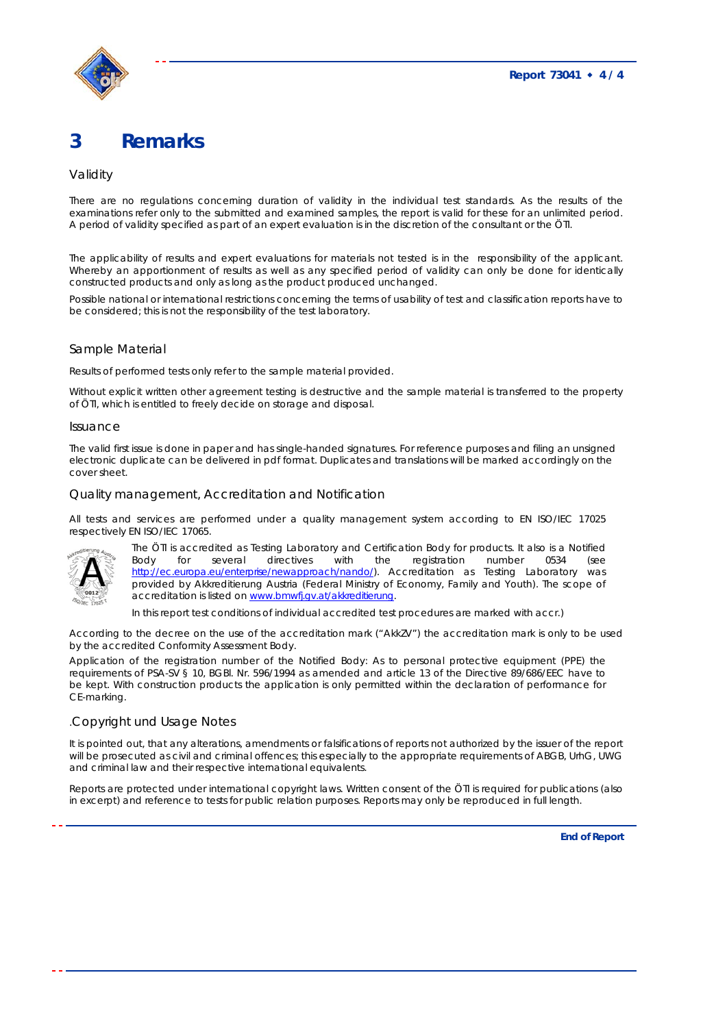# 3 Remarks

## Validity

There are no regulations concerning duration of validity in the individual test standards. As the results of the examinations refer only to the submitted and examined samples, the report is valid for these for an unlimited period. A period of validity specified as part of an expert evaluation is in the discretion of the consultant or the ÖTI.

The applicability of results and expert evaluations for materials not tested is in the responsibility of the applicant. Whereby an apportionment of results as well as any specified period of validity can only be done for identically constructed products and only as long as the product produced unchanged.

Possible national or international restrictions concerning the terms of usability of test and classification reports have to be considered; this is not the responsibility of the test laboratory.

## Sample Material

Results of performed tests only refer to the sample material provided.

Without explicit written other agreement testing is destructive and the sample material is transferred to the property of ÖTI, which is entitled to freely decide on storage and disposal.

## Issuance

The valid first issue is done in paper and has single-handed signatures. For reference purposes and filing an unsigned electronic duplicate can be delivered in pdf format. Duplicates and translations will be marked accordingly on the cover sheet.

## Quality management, Accreditation and Notification

All tests and services are performed under a quality management system according to EN ISO/IEC 17025 respectively EN ISO/IEC 17065.

The ÖTI is accredited as Testing Laboratory and Certification Body for products. It also is a Notified Body for several directives with the registration number 0534 (see http://ec.europa.eu/enterprise/newapproach/nando/). Accreditation as Testing Laboratory was provided by Akkreditierung Austria (Federal Ministry of Economy, Family and Youth). The scope of accreditation is listed on www.bmwfj.gv.at/akkreditierung.

In this report test conditions of individual accredited test procedures are marked with accr.)

According to the decree on the use of the accreditation mark ("AkkZV") the accreditation mark is only to be used by the accredited Conformity Assessment Body.

Application of the registration number of the Notified Body: As to personal protective equipment (PPE) the requirements of PSA-SV § 10, BGBl. Nr. 596/1994 as amended and article 13 of the Directive 89/686/EEC have to be kept. With construction products the application is only permitted within the declaration of performance for CE-marking.

## .Copyright und Usage Notes

It is pointed out, that any alterations, amendments or falsifications of reports not authorized by the issuer of the report will be prosecuted as civil and criminal offences; this especially to the appropriate requirements of ABGB, UrhG, UWG and criminal law and their respective international equivalents.

Reports are protected under international copyright laws. Written consent of the ÖTI is required for publications (also in excerpt) and reference to tests for public relation purposes. Reports may only be reproduced in full length.

**End of Report**